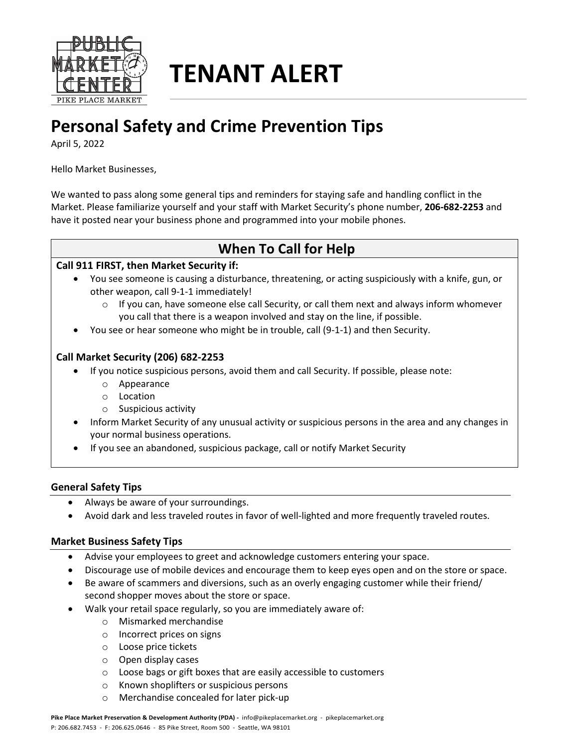# TENANT ALERT

## Personal Safety and Crime Prevention Tips

April 5, 2022

Hello Market Businesses,

We wanted to pass along some general tips and reminders for staying safe and handling conflict in the Market. Please familiarize yourself and your staff with Market Security's phone number, **206-682-2253** and have it posted near your business phone and programmed into your mobile phones.

### When To Call for Help

**Call 911 FIRST, then Market Security if:**

- You see someone is causing a disturbance, threatening, or acting suspiciously with a knife, gun, or other weapon, call 9-1-1 immediately!
  - If you can, have someone else call Security, or call them next and always inform whomever you call that there is a weapon involved and stay on the line, if possible.
- You see or hear someone who might be in trouble, call (9-1-1) and then Security.

**Call Market Security (206) 682-2253**

- If you notice suspicious persons, avoid them and call Security. If possible, please note:
  - Appearance
  - Location
  - Suspicious activity
- Inform Market Security of any unusual activity or suspicious persons in the area and any changes in your normal business operations.
- If you see an abandoned, suspicious package, call or notify Market Security

### General Safety Tips

- Always be aware of your surroundings.
- Avoid dark and less traveled routes in favor of well-lighted and more frequently traveled routes.

### Market Business Safety Tips

- Advise your employees to greet and acknowledge customers entering your space.
- Discourage use of mobile devices and encourage them to keep eyes open and on the store or space.
- Be aware of scammers and diversions, such as an overly engaging customer while their friend/ second shopper moves about the store or space.
- Walk your retail space regularly, so you are immediately aware of:
  - Mismarked merchandise
  - Incorrect prices on signs
  - Loose price tickets
  - Open display cases
  - Loose bags or gift boxes that are easily accessible to customers
  - Known shoplifters or suspicious persons
  - Merchandise concealed for later pick-up

**Pike Place Market Preservation & Development Authority (PDA) -** info@pikeplacemarket.org - pikeplacemarket.org
P: 206.682.7453 - F: 206.625.0646 - 85 Pike Street, Room 500 - Seattle, WA 98101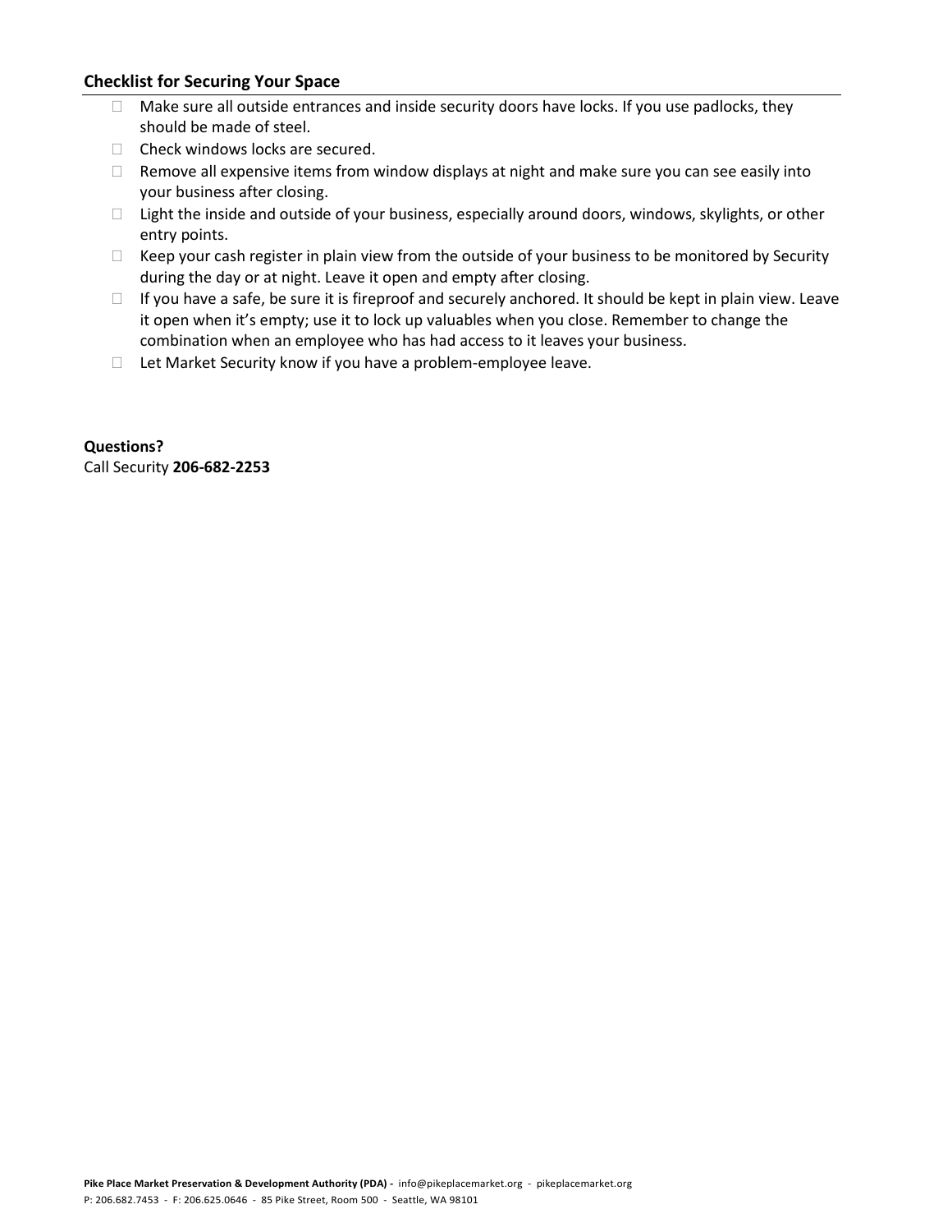## Checklist for Securing Your Space

- ☐ Make sure all outside entrances and inside security doors have locks. If you use padlocks, they should be made of steel.
- ☐ Check windows locks are secured.
- ☐ Remove all expensive items from window displays at night and make sure you can see easily into your business after closing.
- ☐ Light the inside and outside of your business, especially around doors, windows, skylights, or other entry points.
- ☐ Keep your cash register in plain view from the outside of your business to be monitored by Security during the day or at night. Leave it open and empty after closing.
- ☐ If you have a safe, be sure it is fireproof and securely anchored. It should be kept in plain view. Leave it open when it's empty; use it to lock up valuables when you close. Remember to change the combination when an employee who has had access to it leaves your business.
- ☐ Let Market Security know if you have a problem-employee leave.

**Questions?**
Call Security **206-682-2253**

**Pike Place Market Preservation & Development Authority (PDA) -** info@pikeplacemarket.org - pikeplacemarket.org
P: 206.682.7453 - F: 206.625.0646 - 85 Pike Street, Room 500 - Seattle, WA 98101